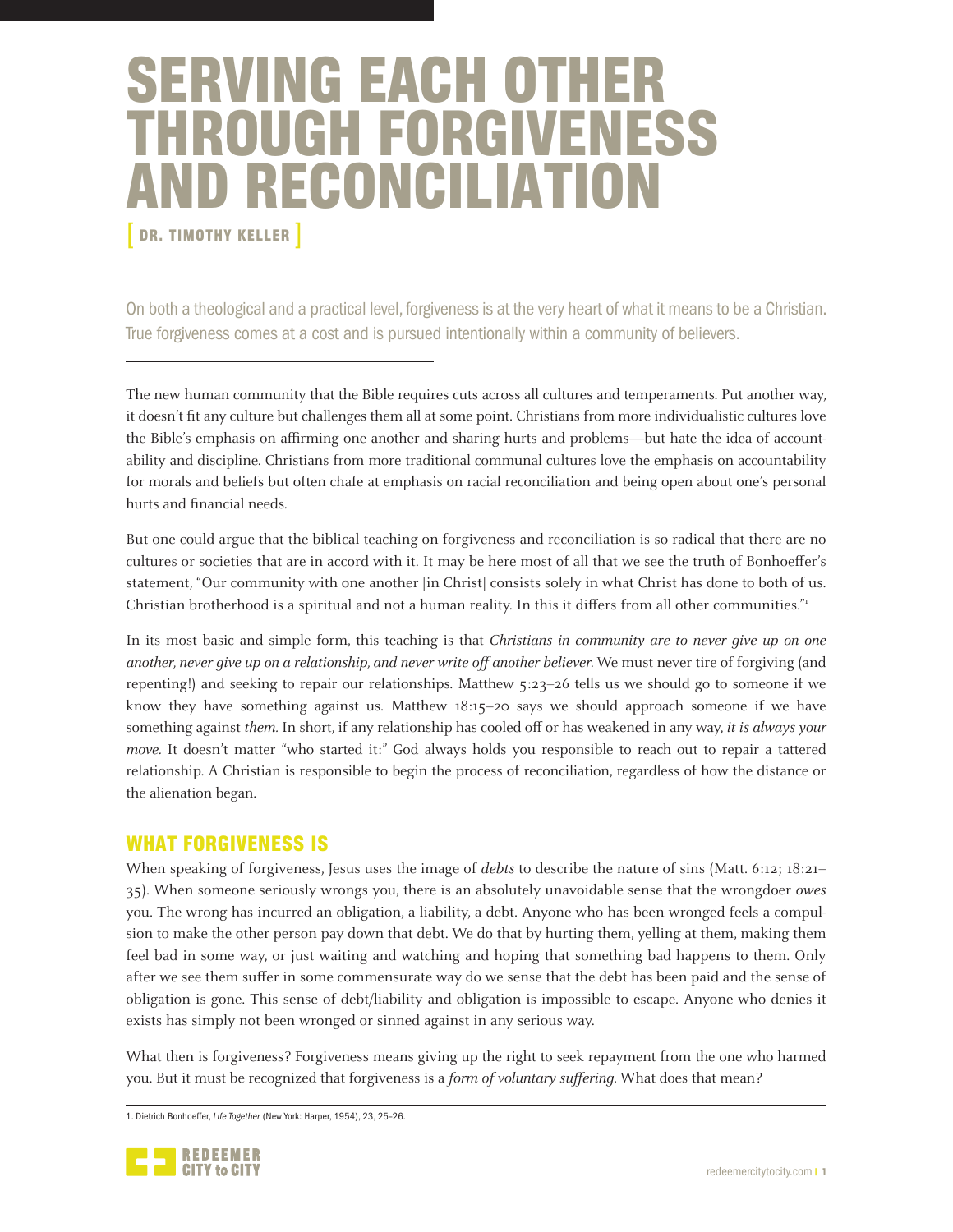# SERVING EACH OTHER THROUGH FORGIVENESS AND RECONCILIATION

[ DR. TIMOTHY KELLER ]

On both a theological and a practical level, forgiveness is at the very heart of what it means to be a Christian. True forgiveness comes at a cost and is pursued intentionally within a community of believers.

The new human community that the Bible requires cuts across all cultures and temperaments. Put another way, it doesn't fit any culture but challenges them all at some point. Christians from more individualistic cultures love the Bible's emphasis on affirming one another and sharing hurts and problems—but hate the idea of accountability and discipline. Christians from more traditional communal cultures love the emphasis on accountability for morals and beliefs but often chafe at emphasis on racial reconciliation and being open about one's personal hurts and financial needs.

But one could argue that the biblical teaching on forgiveness and reconciliation is so radical that there are no cultures or societies that are in accord with it. It may be here most of all that we see the truth of Bonhoeffer's statement, "Our community with one another [in Christ] consists solely in what Christ has done to both of us. Christian brotherhood is a spiritual and not a human reality. In this it differs from all other communities."[1]

In its most basic and simple form, this teaching is that *Christians in community are to never give up on one another, never give up on a relationship, and never write off another believer.* We must never tire of forgiving (and repenting!) and seeking to repair our relationships. Matthew 5:23–26 tells us we should go to someone if we know they have something against us. Matthew 18:15–20 says we should approach someone if we have something against *them.* In short, if any relationship has cooled off or has weakened in any way, *it is always your move.* It doesn't matter "who started it:" God always holds you responsible to reach out to repair a tattered relationship. A Christian is responsible to begin the process of reconciliation, regardless of how the distance or the alienation began.

## WHAT FORGIVENESS IS

When speaking of forgiveness, Jesus uses the image of *debts* to describe the nature of sins (Matt. 6:12; 18:21–35). When someone seriously wrongs you, there is an absolutely unavoidable sense that the wrongdoer *owes* you. The wrong has incurred an obligation, a liability, a debt. Anyone who has been wronged feels a compulsion to make the other person pay down that debt. We do that by hurting them, yelling at them, making them feel bad in some way, or just waiting and watching and hoping that something bad happens to them. Only after we see them suffer in some commensurate way do we sense that the debt has been paid and the sense of obligation is gone. This sense of debt/liability and obligation is impossible to escape. Anyone who denies it exists has simply not been wronged or sinned against in any serious way.

What then is forgiveness? Forgiveness means giving up the right to seek repayment from the one who harmed you. But it must be recognized that forgiveness is a *form of voluntary suffering.* What does that mean?

1. Dietrich Bonhoeffer, *Life Together* (New York: Harper, 1954), 23, 25–26.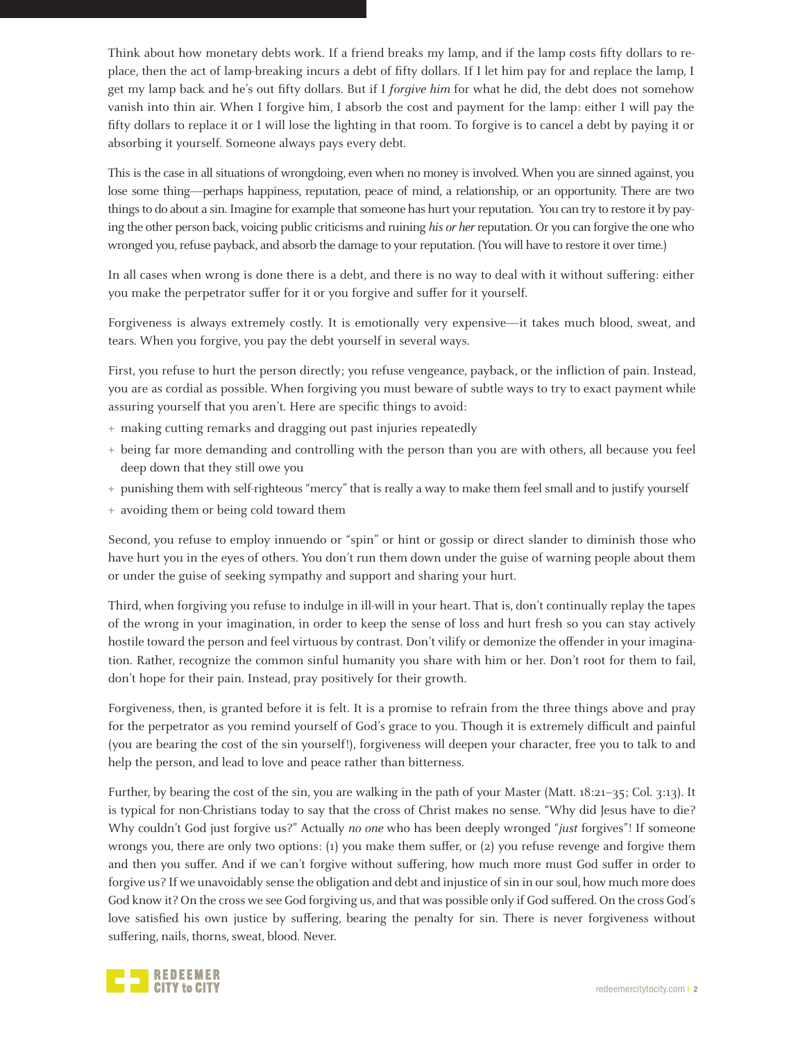Think about how monetary debts work. If a friend breaks my lamp, and if the lamp costs fifty dollars to replace, then the act of lamp-breaking incurs a debt of fifty dollars. If I let him pay for and replace the lamp, I get my lamp back and he's out fifty dollars. But if I *forgive him* for what he did, the debt does not somehow vanish into thin air. When I forgive him, I absorb the cost and payment for the lamp: either I will pay the fifty dollars to replace it or I will lose the lighting in that room. To forgive is to cancel a debt by paying it or absorbing it yourself. Someone always pays every debt.

This is the case in all situations of wrongdoing, even when no money is involved. When you are sinned against, you lose some thing—perhaps happiness, reputation, peace of mind, a relationship, or an opportunity. There are two things to do about a sin. Imagine for example that someone has hurt your reputation. You can try to restore it by paying the other person back, voicing public criticisms and ruining *his or her* reputation. Or you can forgive the one who wronged you, refuse payback, and absorb the damage to your reputation. (You will have to restore it over time.)

In all cases when wrong is done there is a debt, and there is no way to deal with it without suffering: either you make the perpetrator suffer for it or you forgive and suffer for it yourself.

Forgiveness is always extremely costly. It is emotionally very expensive—it takes much blood, sweat, and tears. When you forgive, you pay the debt yourself in several ways.

First, you refuse to hurt the person directly; you refuse vengeance, payback, or the infliction of pain. Instead, you are as cordial as possible. When forgiving you must beware of subtle ways to try to exact payment while assuring yourself that you aren't. Here are specific things to avoid:

- making cutting remarks and dragging out past injuries repeatedly
- being far more demanding and controlling with the person than you are with others, all because you feel deep down that they still owe you
- punishing them with self-righteous "mercy" that is really a way to make them feel small and to justify yourself
- avoiding them or being cold toward them

Second, you refuse to employ innuendo or "spin" or hint or gossip or direct slander to diminish those who have hurt you in the eyes of others. You don't run them down under the guise of warning people about them or under the guise of seeking sympathy and support and sharing your hurt.

Third, when forgiving you refuse to indulge in ill-will in your heart. That is, don't continually replay the tapes of the wrong in your imagination, in order to keep the sense of loss and hurt fresh so you can stay actively hostile toward the person and feel virtuous by contrast. Don't vilify or demonize the offender in your imagination. Rather, recognize the common sinful humanity you share with him or her. Don't root for them to fail, don't hope for their pain. Instead, pray positively for their growth.

Forgiveness, then, is granted before it is felt. It is a promise to refrain from the three things above and pray for the perpetrator as you remind yourself of God's grace to you. Though it is extremely difficult and painful (you are bearing the cost of the sin yourself!), forgiveness will deepen your character, free you to talk to and help the person, and lead to love and peace rather than bitterness.

Further, by bearing the cost of the sin, you are walking in the path of your Master (Matt. 18:21–35; Col. 3:13). It is typical for non-Christians today to say that the cross of Christ makes no sense. "Why did Jesus have to die? Why couldn't God just forgive us?" Actually *no one* who has been deeply wronged "*just* forgives"! If someone wrongs you, there are only two options: (1) you make them suffer, or (2) you refuse revenge and forgive them and then you suffer. And if we can't forgive without suffering, how much more must God suffer in order to forgive us? If we unavoidably sense the obligation and debt and injustice of sin in our soul, how much more does God know it? On the cross we see God forgiving us, and that was possible only if God suffered. On the cross God's love satisfied his own justice by suffering, bearing the penalty for sin. There is never forgiveness without suffering, nails, thorns, sweat, blood. Never.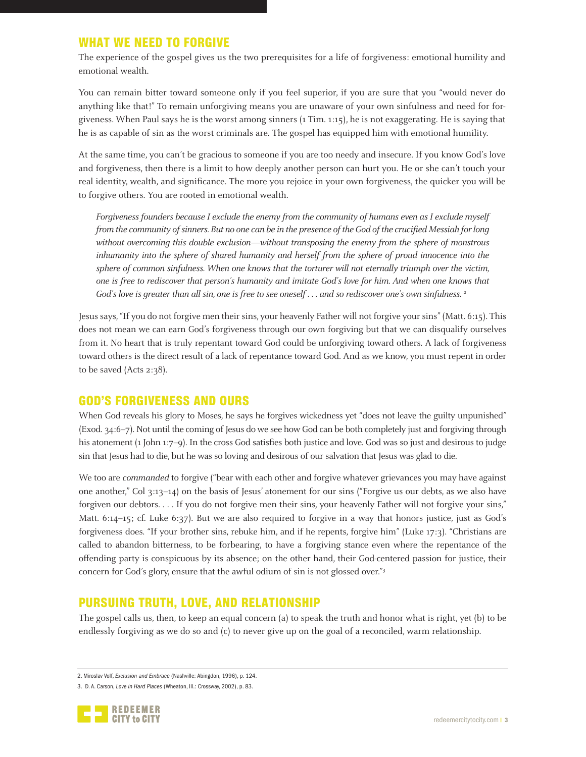## WHAT WE NEED TO FORGIVE

The experience of the gospel gives us the two prerequisites for a life of forgiveness: emotional humility and emotional wealth.

You can remain bitter toward someone only if you feel superior, if you are sure that you "would never do anything like that!" To remain unforgiving means you are unaware of your own sinfulness and need for forgiveness. When Paul says he is the worst among sinners (1 Tim. 1:15), he is not exaggerating. He is saying that he is as capable of sin as the worst criminals are. The gospel has equipped him with emotional humility.

At the same time, you can't be gracious to someone if you are too needy and insecure. If you know God's love and forgiveness, then there is a limit to how deeply another person can hurt you. He or she can't touch your real identity, wealth, and significance. The more you rejoice in your own forgiveness, the quicker you will be to forgive others. You are rooted in emotional wealth.

> *Forgiveness founders because I exclude the enemy from the community of humans even as I exclude myself from the community of sinners. But no one can be in the presence of the God of the crucified Messiah for long without overcoming this double exclusion—without transposing the enemy from the sphere of monstrous inhumanity into the sphere of shared humanity and herself from the sphere of proud innocence into the sphere of common sinfulness. When one knows that the torturer will not eternally triumph over the victim, one is free to rediscover that person's humanity and imitate God's love for him. And when one knows that God's love is greater than all sin, one is free to see oneself . . . and so rediscover one's own sinfulness.* [2]

Jesus says, "If you do not forgive men their sins, your heavenly Father will not forgive your sins" (Matt. 6:15). This does not mean we can earn God's forgiveness through our own forgiving but that we can disqualify ourselves from it. No heart that is truly repentant toward God could be unforgiving toward others. A lack of forgiveness toward others is the direct result of a lack of repentance toward God. And as we know, you must repent in order to be saved (Acts 2:38).

## GOD'S FORGIVENESS AND OURS

When God reveals his glory to Moses, he says he forgives wickedness yet "does not leave the guilty unpunished" (Exod. 34:6–7). Not until the coming of Jesus do we see how God can be both completely just and forgiving through his atonement (1 John 1:7–9). In the cross God satisfies both justice and love. God was so just and desirous to judge sin that Jesus had to die, but he was so loving and desirous of our salvation that Jesus was glad to die.

We too are *commanded* to forgive ("bear with each other and forgive whatever grievances you may have against one another," Col 3:13–14) on the basis of Jesus' atonement for our sins ("Forgive us our debts, as we also have forgiven our debtors. . . . If you do not forgive men their sins, your heavenly Father will not forgive your sins," Matt. 6:14–15; cf. Luke 6:37). But we are also required to forgive in a way that honors justice, just as God's forgiveness does. "If your brother sins, rebuke him, and if he repents, forgive him" (Luke 17:3). "Christians are called to abandon bitterness, to be forbearing, to have a forgiving stance even where the repentance of the offending party is conspicuous by its absence; on the other hand, their God-centered passion for justice, their concern for God's glory, ensure that the awful odium of sin is not glossed over."[3]

## PURSUING TRUTH, LOVE, AND RELATIONSHIP

The gospel calls us, then, to keep an equal concern (a) to speak the truth and honor what is right, yet (b) to be endlessly forgiving as we do so and (c) to never give up on the goal of a reconciled, warm relationship.

---

2. Miroslav Volf, *Exclusion and Embrace* (Nashville: Abingdon, 1996), p. 124.

3. D. A. Carson, *Love in Hard Places* (Wheaton, Ill.: Crossway, 2002), p. 83.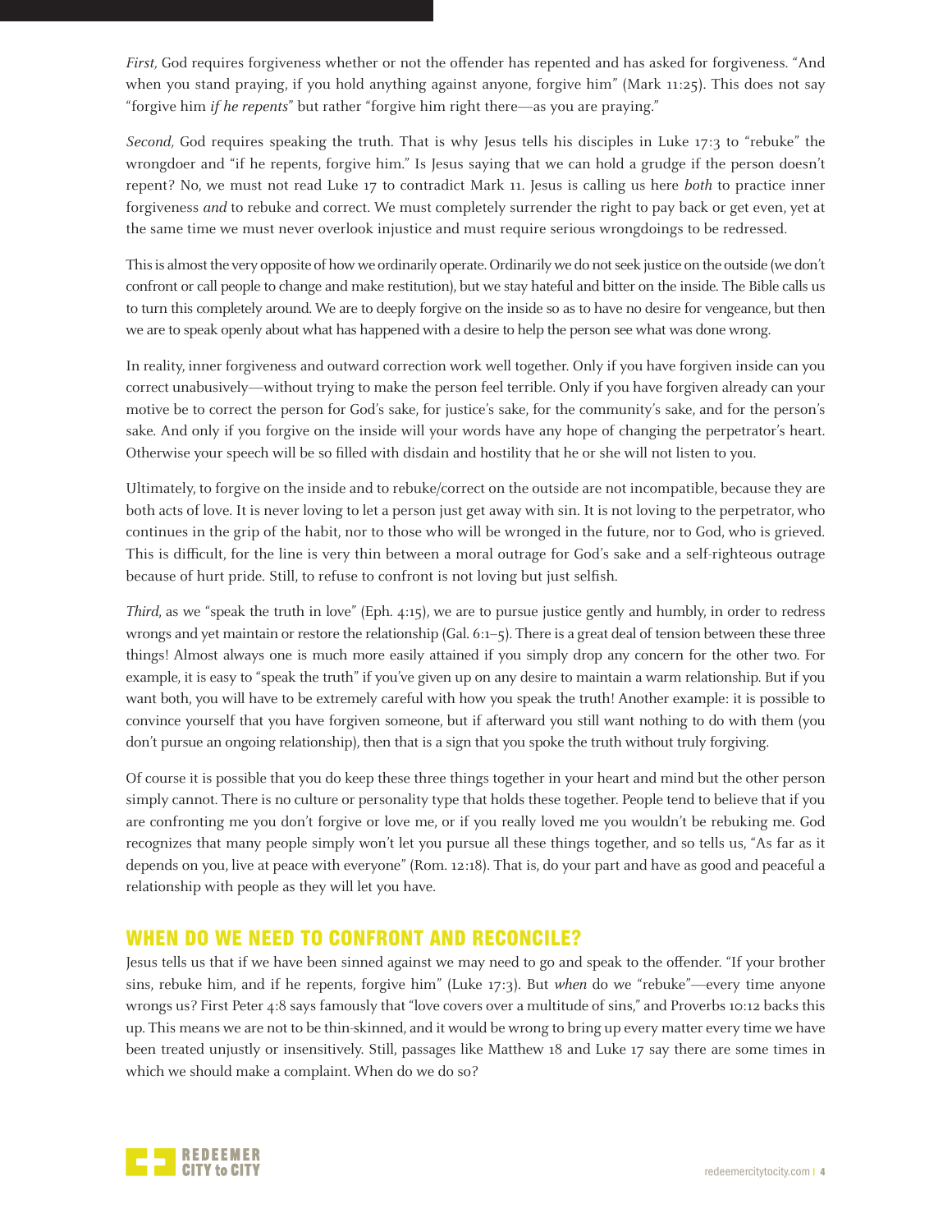*First,* God requires forgiveness whether or not the offender has repented and has asked for forgiveness. "And when you stand praying, if you hold anything against anyone, forgive him" (Mark 11:25). This does not say "forgive him *if he repents*" but rather "forgive him right there—as you are praying."

*Second,* God requires speaking the truth. That is why Jesus tells his disciples in Luke 17:3 to "rebuke" the wrongdoer and "if he repents, forgive him." Is Jesus saying that we can hold a grudge if the person doesn't repent? No, we must not read Luke 17 to contradict Mark 11. Jesus is calling us here *both* to practice inner forgiveness *and* to rebuke and correct. We must completely surrender the right to pay back or get even, yet at the same time we must never overlook injustice and must require serious wrongdoings to be redressed.

This is almost the very opposite of how we ordinarily operate. Ordinarily we do not seek justice on the outside (we don't confront or call people to change and make restitution), but we stay hateful and bitter on the inside. The Bible calls us to turn this completely around. We are to deeply forgive on the inside so as to have no desire for vengeance, but then we are to speak openly about what has happened with a desire to help the person see what was done wrong.

In reality, inner forgiveness and outward correction work well together. Only if you have forgiven inside can you correct unabusively—without trying to make the person feel terrible. Only if you have forgiven already can your motive be to correct the person for God's sake, for justice's sake, for the community's sake, and for the person's sake. And only if you forgive on the inside will your words have any hope of changing the perpetrator's heart. Otherwise your speech will be so filled with disdain and hostility that he or she will not listen to you.

Ultimately, to forgive on the inside and to rebuke/correct on the outside are not incompatible, because they are both acts of love. It is never loving to let a person just get away with sin. It is not loving to the perpetrator, who continues in the grip of the habit, nor to those who will be wronged in the future, nor to God, who is grieved. This is difficult, for the line is very thin between a moral outrage for God's sake and a self-righteous outrage because of hurt pride. Still, to refuse to confront is not loving but just selfish.

*Third*, as we "speak the truth in love" (Eph. 4:15), we are to pursue justice gently and humbly, in order to redress wrongs and yet maintain or restore the relationship (Gal. 6:1–5). There is a great deal of tension between these three things! Almost always one is much more easily attained if you simply drop any concern for the other two. For example, it is easy to "speak the truth" if you've given up on any desire to maintain a warm relationship. But if you want both, you will have to be extremely careful with how you speak the truth! Another example: it is possible to convince yourself that you have forgiven someone, but if afterward you still want nothing to do with them (you don't pursue an ongoing relationship), then that is a sign that you spoke the truth without truly forgiving.

Of course it is possible that you do keep these three things together in your heart and mind but the other person simply cannot. There is no culture or personality type that holds these together. People tend to believe that if you are confronting me you don't forgive or love me, or if you really loved me you wouldn't be rebuking me. God recognizes that many people simply won't let you pursue all these things together, and so tells us, "As far as it depends on you, live at peace with everyone" (Rom. 12:18). That is, do your part and have as good and peaceful a relationship with people as they will let you have.

## WHEN DO WE NEED TO CONFRONT AND RECONCILE?

Jesus tells us that if we have been sinned against we may need to go and speak to the offender. "If your brother sins, rebuke him, and if he repents, forgive him" (Luke 17:3). But *when* do we "rebuke"—every time anyone wrongs us? First Peter 4:8 says famously that "love covers over a multitude of sins," and Proverbs 10:12 backs this up. This means we are not to be thin-skinned, and it would be wrong to bring up every matter every time we have been treated unjustly or insensitively. Still, passages like Matthew 18 and Luke 17 say there are some times in which we should make a complaint. When do we do so?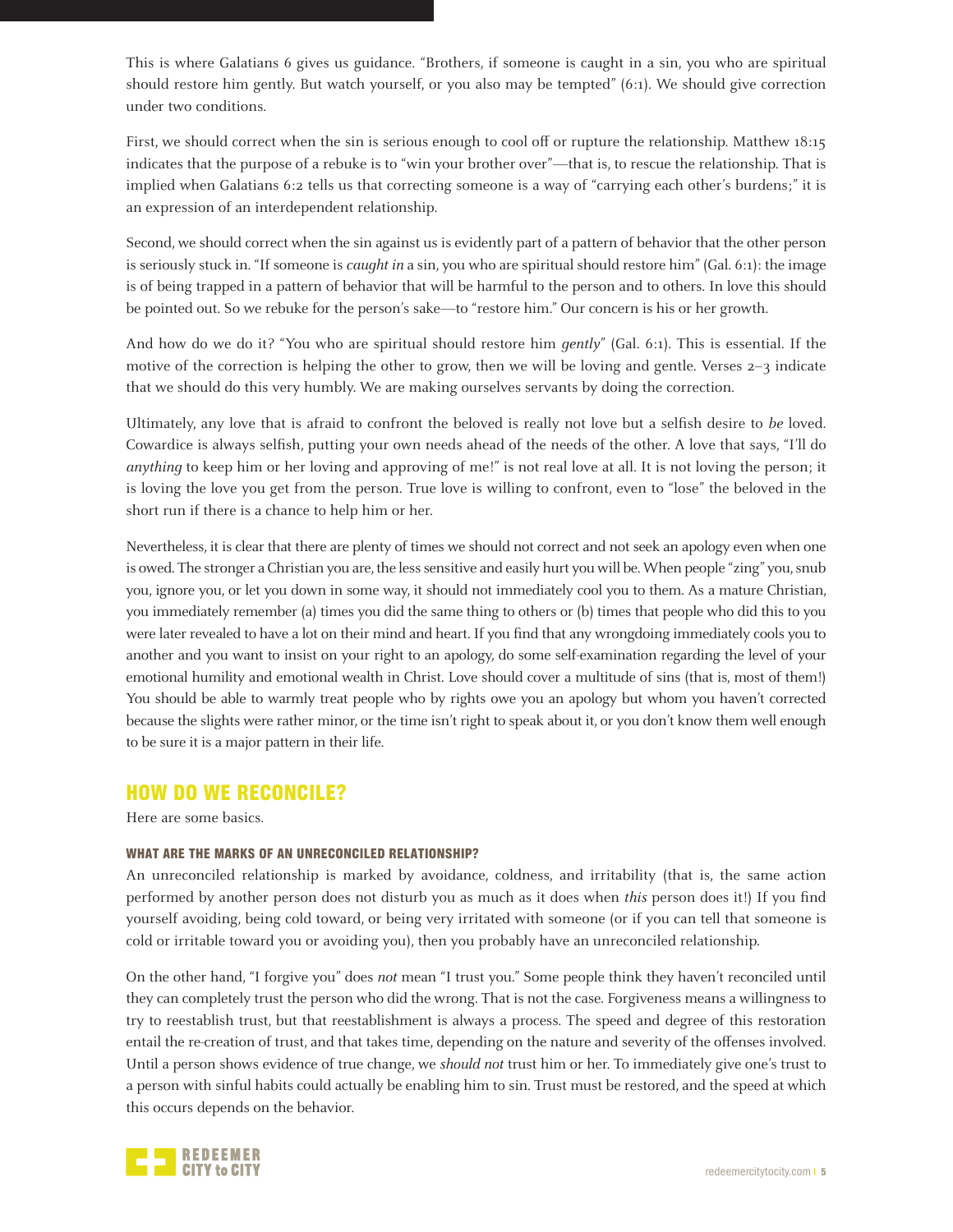This is where Galatians 6 gives us guidance. "Brothers, if someone is caught in a sin, you who are spiritual should restore him gently. But watch yourself, or you also may be tempted" (6:1). We should give correction under two conditions.

First, we should correct when the sin is serious enough to cool off or rupture the relationship. Matthew 18:15 indicates that the purpose of a rebuke is to "win your brother over"—that is, to rescue the relationship. That is implied when Galatians 6:2 tells us that correcting someone is a way of "carrying each other's burdens;" it is an expression of an interdependent relationship.

Second, we should correct when the sin against us is evidently part of a pattern of behavior that the other person is seriously stuck in. "If someone is *caught in* a sin, you who are spiritual should restore him" (Gal. 6:1): the image is of being trapped in a pattern of behavior that will be harmful to the person and to others. In love this should be pointed out. So we rebuke for the person's sake—to "restore him." Our concern is his or her growth.

And how do we do it? "You who are spiritual should restore him *gently*" (Gal. 6:1). This is essential. If the motive of the correction is helping the other to grow, then we will be loving and gentle. Verses 2–3 indicate that we should do this very humbly. We are making ourselves servants by doing the correction.

Ultimately, any love that is afraid to confront the beloved is really not love but a selfish desire to *be* loved. Cowardice is always selfish, putting your own needs ahead of the needs of the other. A love that says, "I'll do *anything* to keep him or her loving and approving of me!" is not real love at all. It is not loving the person; it is loving the love you get from the person. True love is willing to confront, even to "lose" the beloved in the short run if there is a chance to help him or her.

Nevertheless, it is clear that there are plenty of times we should not correct and not seek an apology even when one is owed. The stronger a Christian you are, the less sensitive and easily hurt you will be. When people "zing" you, snub you, ignore you, or let you down in some way, it should not immediately cool you to them. As a mature Christian, you immediately remember (a) times you did the same thing to others or (b) times that people who did this to you were later revealed to have a lot on their mind and heart. If you find that any wrongdoing immediately cools you to another and you want to insist on your right to an apology, do some self-examination regarding the level of your emotional humility and emotional wealth in Christ. Love should cover a multitude of sins (that is, most of them!) You should be able to warmly treat people who by rights owe you an apology but whom you haven't corrected because the slights were rather minor, or the time isn't right to speak about it, or you don't know them well enough to be sure it is a major pattern in their life.

## HOW DO WE RECONCILE?

Here are some basics.

### WHAT ARE THE MARKS OF AN UNRECONCILED RELATIONSHIP?

An unreconciled relationship is marked by avoidance, coldness, and irritability (that is, the same action performed by another person does not disturb you as much as it does when *this* person does it!) If you find yourself avoiding, being cold toward, or being very irritated with someone (or if you can tell that someone is cold or irritable toward you or avoiding you), then you probably have an unreconciled relationship.

On the other hand, "I forgive you" does *not* mean "I trust you." Some people think they haven't reconciled until they can completely trust the person who did the wrong. That is not the case. Forgiveness means a willingness to try to reestablish trust, but that reestablishment is always a process. The speed and degree of this restoration entail the re-creation of trust, and that takes time, depending on the nature and severity of the offenses involved. Until a person shows evidence of true change, we *should not* trust him or her. To immediately give one's trust to a person with sinful habits could actually be enabling him to sin. Trust must be restored, and the speed at which this occurs depends on the behavior.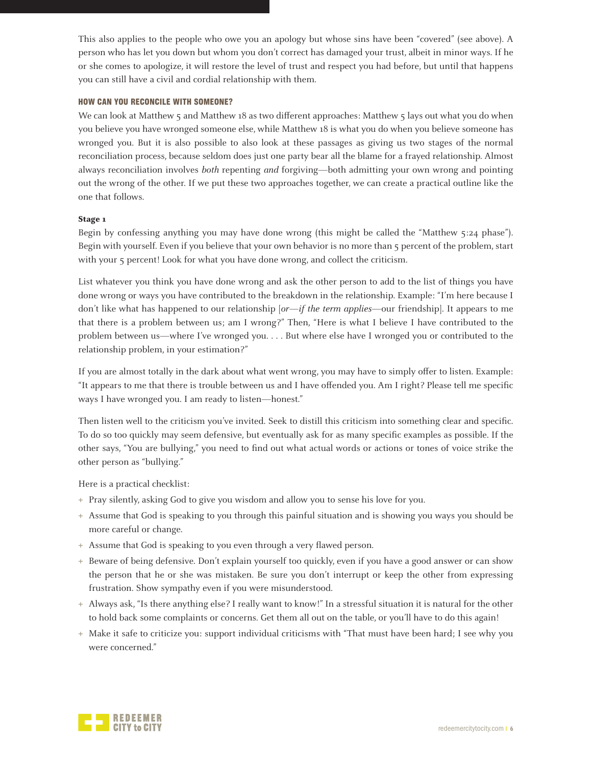This also applies to the people who owe you an apology but whose sins have been "covered" (see above). A person who has let you down but whom you don't correct has damaged your trust, albeit in minor ways. If he or she comes to apologize, it will restore the level of trust and respect you had before, but until that happens you can still have a civil and cordial relationship with them.

### HOW CAN YOU RECONCILE WITH SOMEONE?

We can look at Matthew 5 and Matthew 18 as two different approaches: Matthew 5 lays out what you do when you believe you have wronged someone else, while Matthew 18 is what you do when you believe someone has wronged you. But it is also possible to also look at these passages as giving us two stages of the normal reconciliation process, because seldom does just one party bear all the blame for a frayed relationship. Almost always reconciliation involves *both* repenting *and* forgiving—both admitting your own wrong and pointing out the wrong of the other. If we put these two approaches together, we can create a practical outline like the one that follows.

**Stage 1**

Begin by confessing anything you may have done wrong (this might be called the "Matthew 5:24 phase"). Begin with yourself. Even if you believe that your own behavior is no more than 5 percent of the problem, start with your 5 percent! Look for what you have done wrong, and collect the criticism.

List whatever you think you have done wrong and ask the other person to add to the list of things you have done wrong or ways you have contributed to the breakdown in the relationship. Example: "I'm here because I don't like what has happened to our relationship [*or—if the term applies*—our friendship]. It appears to me that there is a problem between us; am I wrong?" Then, "Here is what I believe I have contributed to the problem between us—where I've wronged you. . . . But where else have I wronged you or contributed to the relationship problem, in your estimation?"

If you are almost totally in the dark about what went wrong, you may have to simply offer to listen. Example: "It appears to me that there is trouble between us and I have offended you. Am I right? Please tell me specific ways I have wronged you. I am ready to listen—honest."

Then listen well to the criticism you've invited. Seek to distill this criticism into something clear and specific. To do so too quickly may seem defensive, but eventually ask for as many specific examples as possible. If the other says, "You are bullying," you need to find out what actual words or actions or tones of voice strike the other person as "bullying."

Here is a practical checklist:

+ Pray silently, asking God to give you wisdom and allow you to sense his love for you.
+ Assume that God is speaking to you through this painful situation and is showing you ways you should be more careful or change.
+ Assume that God is speaking to you even through a very flawed person.
+ Beware of being defensive. Don't explain yourself too quickly, even if you have a good answer or can show the person that he or she was mistaken. Be sure you don't interrupt or keep the other from expressing frustration. Show sympathy even if you were misunderstood.
+ Always ask, "Is there anything else? I really want to know!" In a stressful situation it is natural for the other to hold back some complaints or concerns. Get them all out on the table, or you'll have to do this again!
+ Make it safe to criticize you: support individual criticisms with "That must have been hard; I see why you were concerned."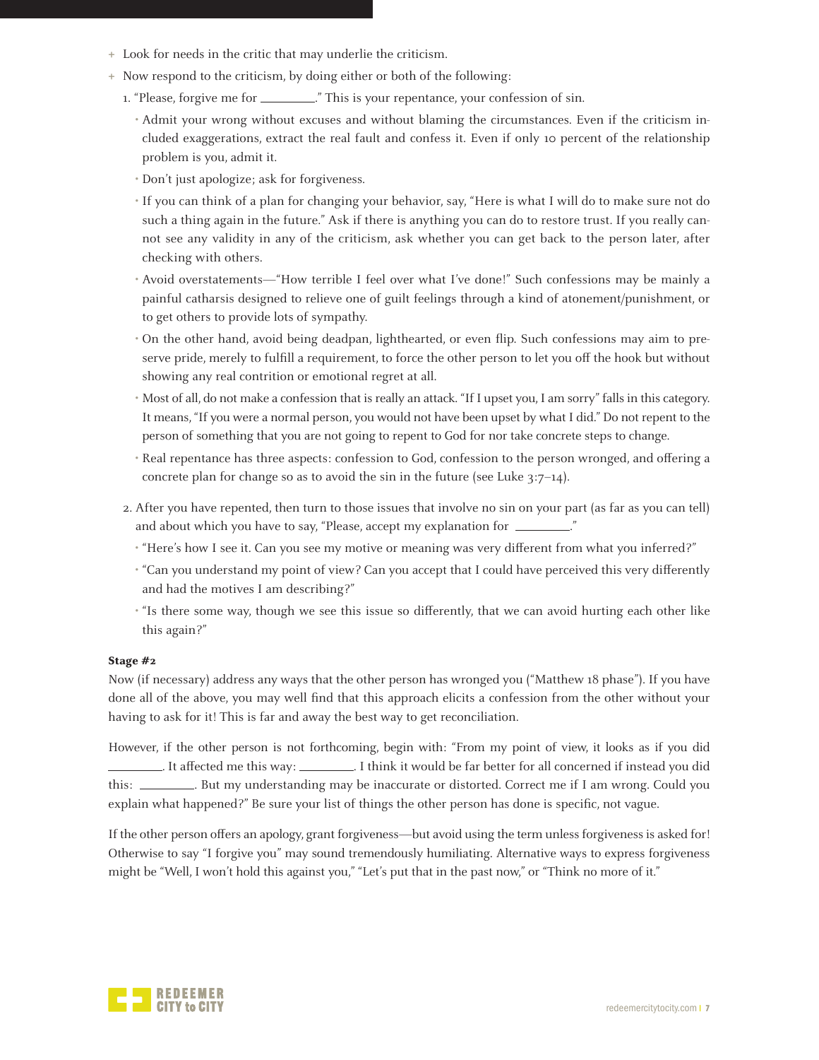- Look for needs in the critic that may underlie the criticism.
- Now respond to the criticism, by doing either or both of the following:
  1. "Please, forgive me for ________." This is your repentance, your confession of sin.
     - Admit your wrong without excuses and without blaming the circumstances. Even if the criticism included exaggerations, extract the real fault and confess it. Even if only 10 percent of the relationship problem is you, admit it.
     - Don't just apologize; ask for forgiveness.
     - If you can think of a plan for changing your behavior, say, "Here is what I will do to make sure not do such a thing again in the future." Ask if there is anything you can do to restore trust. If you really cannot see any validity in any of the criticism, ask whether you can get back to the person later, after checking with others.
     - Avoid overstatements—"How terrible I feel over what I've done!" Such confessions may be mainly a painful catharsis designed to relieve one of guilt feelings through a kind of atonement/punishment, or to get others to provide lots of sympathy.
     - On the other hand, avoid being deadpan, lighthearted, or even flip. Such confessions may aim to preserve pride, merely to fulfill a requirement, to force the other person to let you off the hook but without showing any real contrition or emotional regret at all.
     - Most of all, do not make a confession that is really an attack. "If I upset you, I am sorry" falls in this category. It means, "If you were a normal person, you would not have been upset by what I did." Do not repent to the person of something that you are not going to repent to God for nor take concrete steps to change.
     - Real repentance has three aspects: confession to God, confession to the person wronged, and offering a concrete plan for change so as to avoid the sin in the future (see Luke 3:7–14).
  2. After you have repented, then turn to those issues that involve no sin on your part (as far as you can tell) and about which you have to say, "Please, accept my explanation for ________."
     - "Here's how I see it. Can you see my motive or meaning was very different from what you inferred?"
     - "Can you understand my point of view? Can you accept that I could have perceived this very differently and had the motives I am describing?"
     - "Is there some way, though we see this issue so differently, that we can avoid hurting each other like this again?"

**Stage #2**

Now (if necessary) address any ways that the other person has wronged you ("Matthew 18 phase"). If you have done all of the above, you may well find that this approach elicits a confession from the other without your having to ask for it! This is far and away the best way to get reconciliation.

However, if the other person is not forthcoming, begin with: "From my point of view, it looks as if you did ________. It affected me this way: ________. I think it would be far better for all concerned if instead you did this: ________. But my understanding may be inaccurate or distorted. Correct me if I am wrong. Could you explain what happened?" Be sure your list of things the other person has done is specific, not vague.

If the other person offers an apology, grant forgiveness—but avoid using the term unless forgiveness is asked for! Otherwise to say "I forgive you" may sound tremendously humiliating. Alternative ways to express forgiveness might be "Well, I won't hold this against you," "Let's put that in the past now," or "Think no more of it."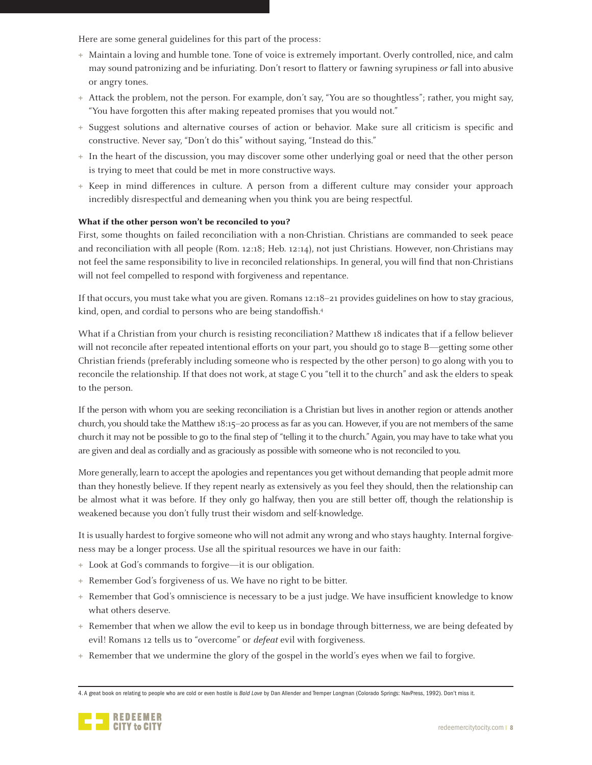Here are some general guidelines for this part of the process:

- Maintain a loving and humble tone. Tone of voice is extremely important. Overly controlled, nice, and calm may sound patronizing and be infuriating. Don't resort to flattery or fawning syrupiness *or* fall into abusive or angry tones.
- Attack the problem, not the person. For example, don't say, "You are so thoughtless"; rather, you might say, "You have forgotten this after making repeated promises that you would not."
- Suggest solutions and alternative courses of action or behavior. Make sure all criticism is specific and constructive. Never say, "Don't do this" without saying, "Instead do this."
- In the heart of the discussion, you may discover some other underlying goal or need that the other person is trying to meet that could be met in more constructive ways.
- Keep in mind differences in culture. A person from a different culture may consider your approach incredibly disrespectful and demeaning when you think you are being respectful.

**What if the other person won't be reconciled to you?**

First, some thoughts on failed reconciliation with a non-Christian. Christians are commanded to seek peace and reconciliation with all people (Rom. 12:18; Heb. 12:14), not just Christians. However, non-Christians may not feel the same responsibility to live in reconciled relationships. In general, you will find that non-Christians will not feel compelled to respond with forgiveness and repentance.

If that occurs, you must take what you are given. Romans 12:18–21 provides guidelines on how to stay gracious, kind, open, and cordial to persons who are being standoffish.[4]

What if a Christian from your church is resisting reconciliation? Matthew 18 indicates that if a fellow believer will not reconcile after repeated intentional efforts on your part, you should go to stage B—getting some other Christian friends (preferably including someone who is respected by the other person) to go along with you to reconcile the relationship. If that does not work, at stage C you "tell it to the church" and ask the elders to speak to the person.

If the person with whom you are seeking reconciliation is a Christian but lives in another region or attends another church, you should take the Matthew 18:15–20 process as far as you can. However, if you are not members of the same church it may not be possible to go to the final step of "telling it to the church." Again, you may have to take what you are given and deal as cordially and as graciously as possible with someone who is not reconciled to you.

More generally, learn to accept the apologies and repentances you get without demanding that people admit more than they honestly believe. If they repent nearly as extensively as you feel they should, then the relationship can be almost what it was before. If they only go halfway, then you are still better off, though the relationship is weakened because you don't fully trust their wisdom and self-knowledge.

It is usually hardest to forgive someone who will not admit any wrong and who stays haughty. Internal forgiveness may be a longer process. Use all the spiritual resources we have in our faith:

- Look at God's commands to forgive—it is our obligation.
- Remember God's forgiveness of us. We have no right to be bitter.
- Remember that God's omniscience is necessary to be a just judge. We have insufficient knowledge to know what others deserve.
- Remember that when we allow the evil to keep us in bondage through bitterness, we are being defeated by evil! Romans 12 tells us to "overcome" or *defeat* evil with forgiveness.
- Remember that we undermine the glory of the gospel in the world's eyes when we fail to forgive.

---

4. A great book on relating to people who are cold or even hostile is *Bold Love* by Dan Allender and Tremper Longman (Colorado Springs: NavPress, 1992). Don't miss it.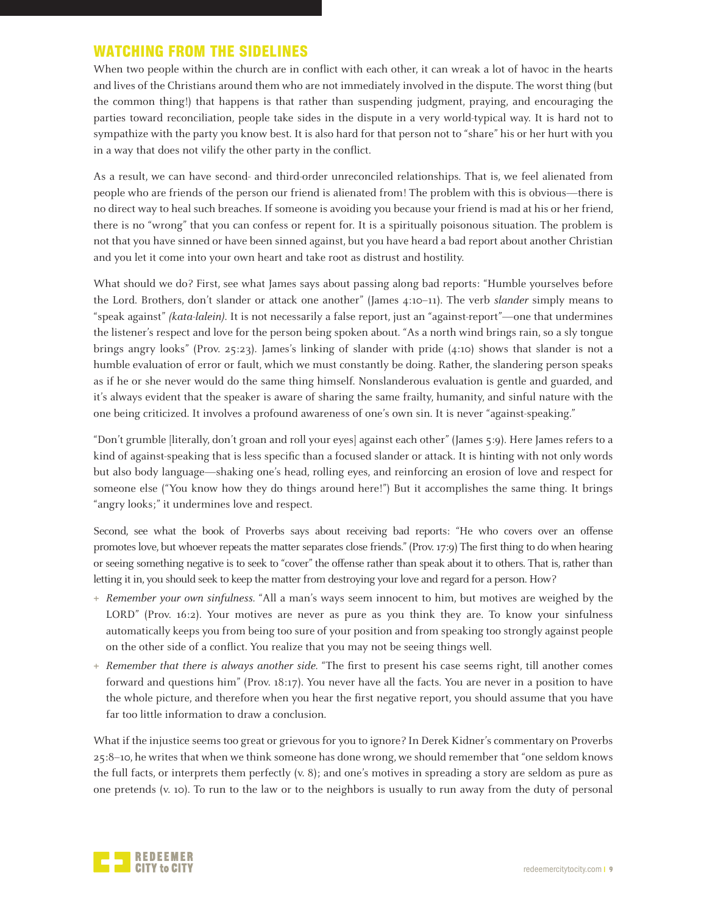## WATCHING FROM THE SIDELINES

When two people within the church are in conflict with each other, it can wreak a lot of havoc in the hearts and lives of the Christians around them who are not immediately involved in the dispute. The worst thing (but the common thing!) that happens is that rather than suspending judgment, praying, and encouraging the parties toward reconciliation, people take sides in the dispute in a very world-typical way. It is hard not to sympathize with the party you know best. It is also hard for that person not to "share" his or her hurt with you in a way that does not vilify the other party in the conflict.

As a result, we can have second- and third-order unreconciled relationships. That is, we feel alienated from people who are friends of the person our friend is alienated from! The problem with this is obvious—there is no direct way to heal such breaches. If someone is avoiding you because your friend is mad at his or her friend, there is no "wrong" that you can confess or repent for. It is a spiritually poisonous situation. The problem is not that you have sinned or have been sinned against, but you have heard a bad report about another Christian and you let it come into your own heart and take root as distrust and hostility.

What should we do? First, see what James says about passing along bad reports: "Humble yourselves before the Lord. Brothers, don't slander or attack one another" (James 4:10–11). The verb *slander* simply means to "speak against" *(kata-lalein)*. It is not necessarily a false report, just an "against-report"—one that undermines the listener's respect and love for the person being spoken about. "As a north wind brings rain, so a sly tongue brings angry looks" (Prov. 25:23). James's linking of slander with pride (4:10) shows that slander is not a humble evaluation of error or fault, which we must constantly be doing. Rather, the slandering person speaks as if he or she never would do the same thing himself. Nonslanderous evaluation is gentle and guarded, and it's always evident that the speaker is aware of sharing the same frailty, humanity, and sinful nature with the one being criticized. It involves a profound awareness of one's own sin. It is never "against-speaking."

"Don't grumble [literally, don't groan and roll your eyes] against each other" (James 5:9). Here James refers to a kind of against-speaking that is less specific than a focused slander or attack. It is hinting with not only words but also body language—shaking one's head, rolling eyes, and reinforcing an erosion of love and respect for someone else ("You know how they do things around here!") But it accomplishes the same thing. It brings "angry looks;" it undermines love and respect.

Second, see what the book of Proverbs says about receiving bad reports: "He who covers over an offense promotes love, but whoever repeats the matter separates close friends." (Prov. 17:9) The first thing to do when hearing or seeing something negative is to seek to "cover" the offense rather than speak about it to others. That is, rather than letting it in, you should seek to keep the matter from destroying your love and regard for a person. How?

- *Remember your own sinfulness.* "All a man's ways seem innocent to him, but motives are weighed by the LORD" (Prov. 16:2). Your motives are never as pure as you think they are. To know your sinfulness automatically keeps you from being too sure of your position and from speaking too strongly against people on the other side of a conflict. You realize that you may not be seeing things well.
- *Remember that there is always another side.* "The first to present his case seems right, till another comes forward and questions him" (Prov. 18:17). You never have all the facts. You are never in a position to have the whole picture, and therefore when you hear the first negative report, you should assume that you have far too little information to draw a conclusion.

What if the injustice seems too great or grievous for you to ignore? In Derek Kidner's commentary on Proverbs 25:8–10, he writes that when we think someone has done wrong, we should remember that "one seldom knows the full facts, or interprets them perfectly (v. 8); and one's motives in spreading a story are seldom as pure as one pretends (v. 10). To run to the law or to the neighbors is usually to run away from the duty of personal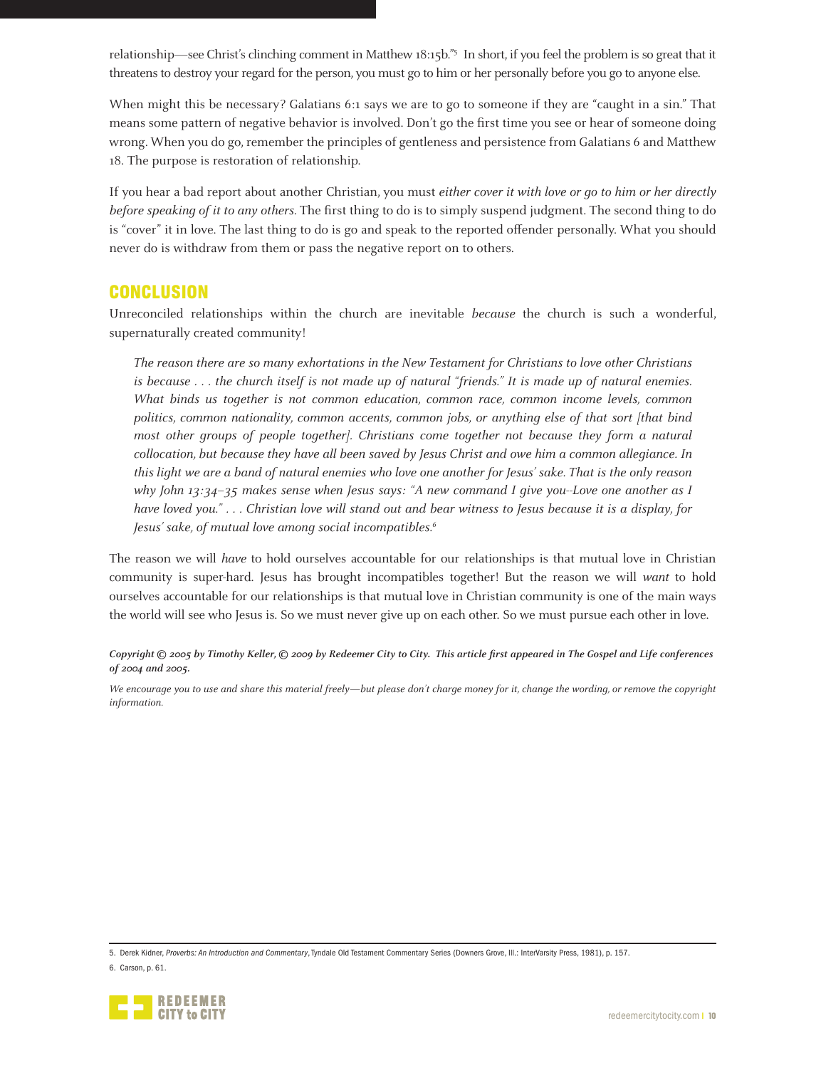relationship—see Christ's clinching comment in Matthew 18:15b."[5] In short, if you feel the problem is so great that it threatens to destroy your regard for the person, you must go to him or her personally before you go to anyone else.

When might this be necessary? Galatians 6:1 says we are to go to someone if they are "caught in a sin." That means some pattern of negative behavior is involved. Don't go the first time you see or hear of someone doing wrong. When you do go, remember the principles of gentleness and persistence from Galatians 6 and Matthew 18. The purpose is restoration of relationship.

If you hear a bad report about another Christian, you must *either cover it with love or go to him or her directly before speaking of it to any others.* The first thing to do is to simply suspend judgment. The second thing to do is "cover" it in love. The last thing to do is go and speak to the reported offender personally. What you should never do is withdraw from them or pass the negative report on to others.

## CONCLUSION

Unreconciled relationships within the church are inevitable *because* the church is such a wonderful, supernaturally created community!

> *The reason there are so many exhortations in the New Testament for Christians to love other Christians is because . . . the church itself is not made up of natural "friends." It is made up of natural enemies. What binds us together is not common education, common race, common income levels, common politics, common nationality, common accents, common jobs, or anything else of that sort [that bind most other groups of people together]. Christians come together not because they form a natural collocation, but because they have all been saved by Jesus Christ and owe him a common allegiance. In this light we are a band of natural enemies who love one another for Jesus' sake. That is the only reason why John 13:34–35 makes sense when Jesus says: "A new command I give you–Love one another as I have loved you." . . . Christian love will stand out and bear witness to Jesus because it is a display, for Jesus' sake, of mutual love among social incompatibles.*[6]

The reason we will *have* to hold ourselves accountable for our relationships is that mutual love in Christian community is super-hard. Jesus has brought incompatibles together! But the reason we will *want* to hold ourselves accountable for our relationships is that mutual love in Christian community is one of the main ways the world will see who Jesus is. So we must never give up on each other. So we must pursue each other in love.

***Copyright © 2005 by Timothy Keller, © 2009 by Redeemer City to City. This article first appeared in The Gospel and Life conferences of 2004 and 2005.***

*We encourage you to use and share this material freely—but please don't charge money for it, change the wording, or remove the copyright information.*

---

5. Derek Kidner, *Proverbs: An Introduction and Commentary*, Tyndale Old Testament Commentary Series (Downers Grove, Ill.: InterVarsity Press, 1981), p. 157.

6. Carson, p. 61.